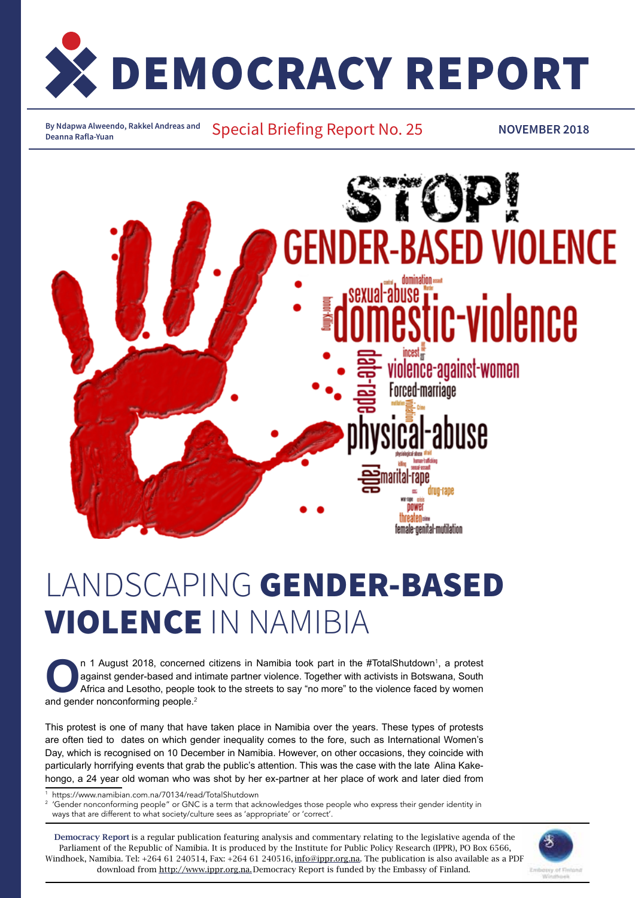# DEMOCRACY REPORT

By Ndapwa Alweendo, Rakkel Andreas and Deanna Rafla-Yuan

Special Briefing Report No. 25

NOVEMBER 2018

# LANDSCAPING **GENDER-BASED VIOLENCE** IN NAMIBIA

On 1 August 2018, concerned citizens in Namibia took part in the #TotalShutdown[1], a protest against gender-based and intimate partner violence. Together with activists in Botswana, South Africa and Lesotho, people took to the streets to say "no more" to the violence faced by women and gender nonconforming people.[2]

This protest is one of many that have taken place in Namibia over the years. These types of protests are often tied to dates on which gender inequality comes to the fore, such as International Women's Day, which is recognised on 10 December in Namibia. However, on other occasions, they coincide with particularly horrifying events that grab the public's attention. This was the case with the late Alina Kakehongo, a 24 year old woman who was shot by her ex-partner at her place of work and later died from

[1] https://www.namibian.com.na/70134/read/TotalShutdown

[2] 'Gender nonconforming people" or GNC is a term that acknowledges those people who express their gender identity in ways that are different to what society/culture sees as 'appropriate' or 'correct'.

**Democracy Report** is a regular publication featuring analysis and commentary relating to the legislative agenda of the Parliament of the Republic of Namibia. It is produced by the Institute for Public Policy Research (IPPR), PO Box 6566, Windhoek, Namibia. Tel: +264 61 240514, Fax: +264 61 240516, info@ippr.org.na. The publication is also available as a PDF download from http://www.ippr.org.na. Democracy Report is funded by the Embassy of Finland.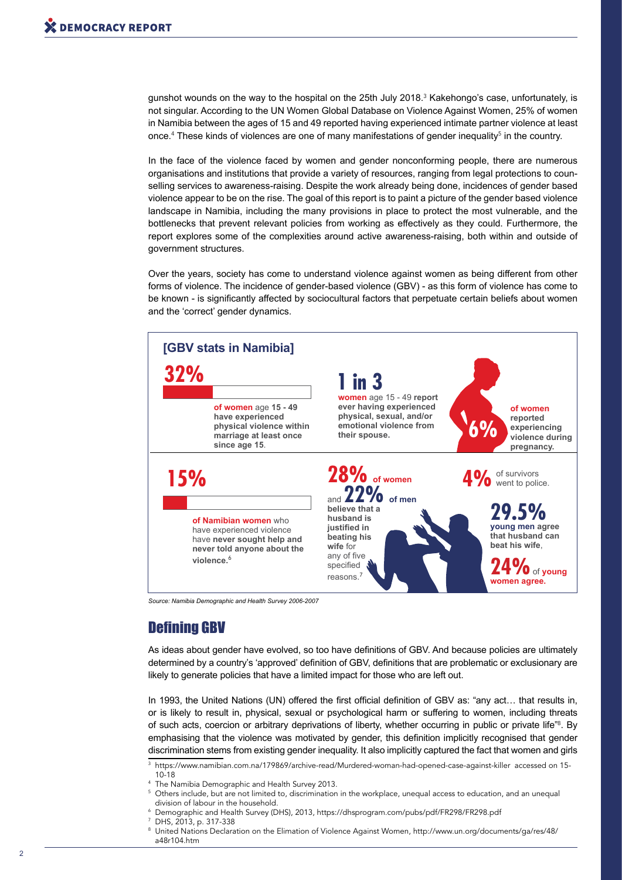gunshot wounds on the way to the hospital on the 25th July 2018.[3] Kakehongo's case, unfortunately, is not singular. According to the UN Women Global Database on Violence Against Women, 25% of women in Namibia between the ages of 15 and 49 reported having experienced intimate partner violence at least once.[4] These kinds of violences are one of many manifestations of gender inequality[5] in the country.

In the face of the violence faced by women and gender nonconforming people, there are numerous organisations and institutions that provide a variety of resources, ranging from legal protections to counselling services to awareness-raising. Despite the work already being done, incidences of gender based violence appear to be on the rise. The goal of this report is to paint a picture of the gender based violence landscape in Namibia, including the many provisions in place to protect the most vulnerable, and the bottlenecks that prevent relevant policies from working as effectively as they could. Furthermore, the report explores some of the complexities around active awareness-raising, both within and outside of government structures.

Over the years, society has come to understand violence against women as being different from other forms of violence. The incidence of gender-based violence (GBV) - as this form of violence has come to be known - is significantly affected by sociocultural factors that perpetuate certain beliefs about women and the 'correct' gender dynamics.

**[GBV stats in Namibia]**

**32%** **of women** age **15 - 49 have experienced physical violence within marriage at least once since age 15**.

**1 in 3** **women** age 15 - 49 **report ever having experienced physical, sexual, and/or emotional violence from their spouse.**

**6%** **of women reported experiencing violence during pregnancy.**

**15%** **of Namibian women** who have experienced violence have **never sought help and never told anyone about the violence.**[6]

**28% of women** and **22% of men believe that a husband is justified in beating his wife** for any of five specified reasons.[7]

**4%** of survivors went to police.

**29.5% young men agree that husband can beat his wife**, **24%** of **young women agree.**

*Source: Namibia Demographic and Health Survey 2006-2007*

## Defining GBV

As ideas about gender have evolved, so too have definitions of GBV. And because policies are ultimately determined by a country's 'approved' definition of GBV, definitions that are problematic or exclusionary are likely to generate policies that have a limited impact for those who are left out.

In 1993, the United Nations (UN) offered the first official definition of GBV as: "any act… that results in, or is likely to result in, physical, sexual or psychological harm or suffering to women, including threats of such acts, coercion or arbitrary deprivations of liberty, whether occurring in public or private life"[8]. By emphasising that the violence was motivated by gender, this definition implicitly recognised that gender discrimination stems from existing gender inequality. It also implicitly captured the fact that women and girls

---

[3] https://www.namibian.com.na/179869/archive-read/Murdered-woman-had-opened-case-against-killer accessed on 15-10-18

[4] The Namibia Demographic and Health Survey 2013.

[5] Others include, but are not limited to, discrimination in the workplace, unequal access to education, and an unequal division of labour in the household.

[6] Demographic and Health Survey (DHS), 2013, https://dhsprogram.com/pubs/pdf/FR298/FR298.pdf

[7] DHS, 2013, p. 317-338

[8] United Nations Declaration on the Elimation of Violence Against Women, http://www.un.org/documents/ga/res/48/a48r104.htm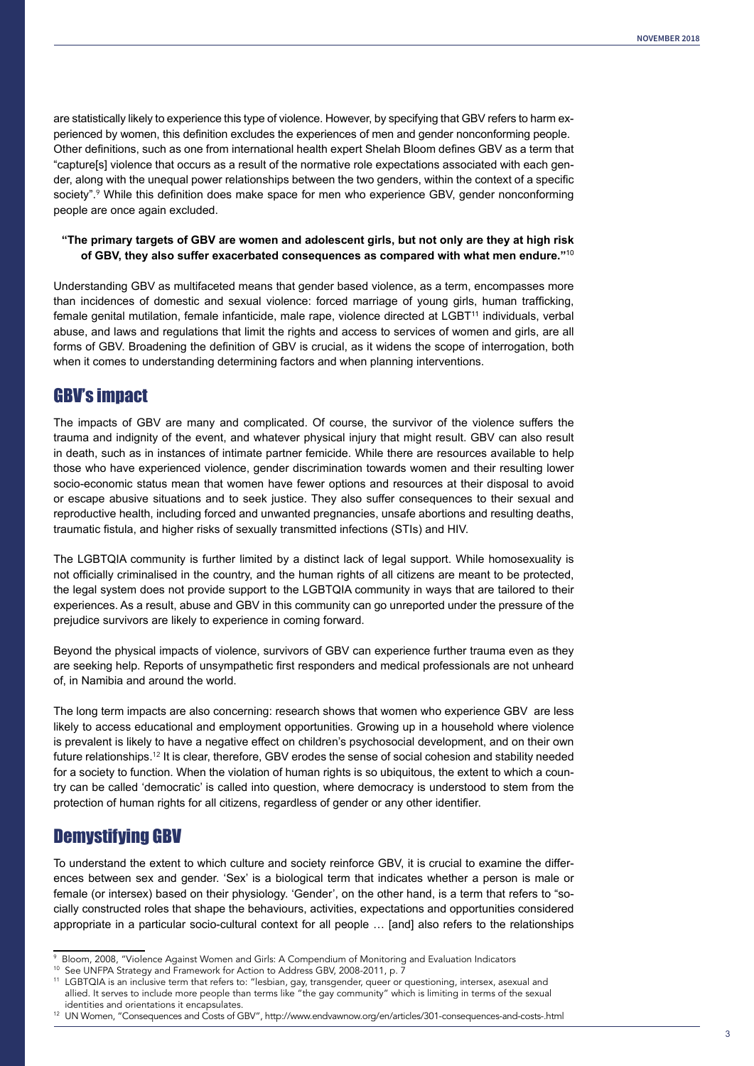are statistically likely to experience this type of violence. However, by specifying that GBV refers to harm experienced by women, this definition excludes the experiences of men and gender nonconforming people. Other definitions, such as one from international health expert Shelah Bloom defines GBV as a term that "capture[s] violence that occurs as a result of the normative role expectations associated with each gender, along with the unequal power relationships between the two genders, within the context of a specific society".[9] While this definition does make space for men who experience GBV, gender nonconforming people are once again excluded.

> **"The primary targets of GBV are women and adolescent girls, but not only are they at high risk of GBV, they also suffer exacerbated consequences as compared with what men endure."**[10]

Understanding GBV as multifaceted means that gender based violence, as a term, encompasses more than incidences of domestic and sexual violence: forced marriage of young girls, human trafficking, female genital mutilation, female infanticide, male rape, violence directed at LGBT[11] individuals, verbal abuse, and laws and regulations that limit the rights and access to services of women and girls, are all forms of GBV. Broadening the definition of GBV is crucial, as it widens the scope of interrogation, both when it comes to understanding determining factors and when planning interventions.

## GBV's impact

The impacts of GBV are many and complicated. Of course, the survivor of the violence suffers the trauma and indignity of the event, and whatever physical injury that might result. GBV can also result in death, such as in instances of intimate partner femicide. While there are resources available to help those who have experienced violence, gender discrimination towards women and their resulting lower socio-economic status mean that women have fewer options and resources at their disposal to avoid or escape abusive situations and to seek justice. They also suffer consequences to their sexual and reproductive health, including forced and unwanted pregnancies, unsafe abortions and resulting deaths, traumatic fistula, and higher risks of sexually transmitted infections (STIs) and HIV.

The LGBTQIA community is further limited by a distinct lack of legal support. While homosexuality is not officially criminalised in the country, and the human rights of all citizens are meant to be protected, the legal system does not provide support to the LGBTQIA community in ways that are tailored to their experiences. As a result, abuse and GBV in this community can go unreported under the pressure of the prejudice survivors are likely to experience in coming forward.

Beyond the physical impacts of violence, survivors of GBV can experience further trauma even as they are seeking help. Reports of unsympathetic first responders and medical professionals are not unheard of, in Namibia and around the world.

The long term impacts are also concerning: research shows that women who experience GBV are less likely to access educational and employment opportunities. Growing up in a household where violence is prevalent is likely to have a negative effect on children's psychosocial development, and on their own future relationships.[12] It is clear, therefore, GBV erodes the sense of social cohesion and stability needed for a society to function. When the violation of human rights is so ubiquitous, the extent to which a country can be called 'democratic' is called into question, where democracy is understood to stem from the protection of human rights for all citizens, regardless of gender or any other identifier.

## Demystifying GBV

To understand the extent to which culture and society reinforce GBV, it is crucial to examine the differences between sex and gender. 'Sex' is a biological term that indicates whether a person is male or female (or intersex) based on their physiology. 'Gender', on the other hand, is a term that refers to "socially constructed roles that shape the behaviours, activities, expectations and opportunities considered appropriate in a particular socio-cultural context for all people … [and] also refers to the relationships

---

[9] Bloom, 2008, "Violence Against Women and Girls: A Compendium of Monitoring and Evaluation Indicators

[10] See UNFPA Strategy and Framework for Action to Address GBV, 2008-2011, p. 7

[11] LGBTQIA is an inclusive term that refers to: "lesbian, gay, transgender, queer or questioning, intersex, asexual and allied. It serves to include more people than terms like "the gay community" which is limiting in terms of the sexual identities and orientations it encapsulates.

[12] UN Women, "Consequences and Costs of GBV", http://www.endvawnow.org/en/articles/301-consequences-and-costs-.html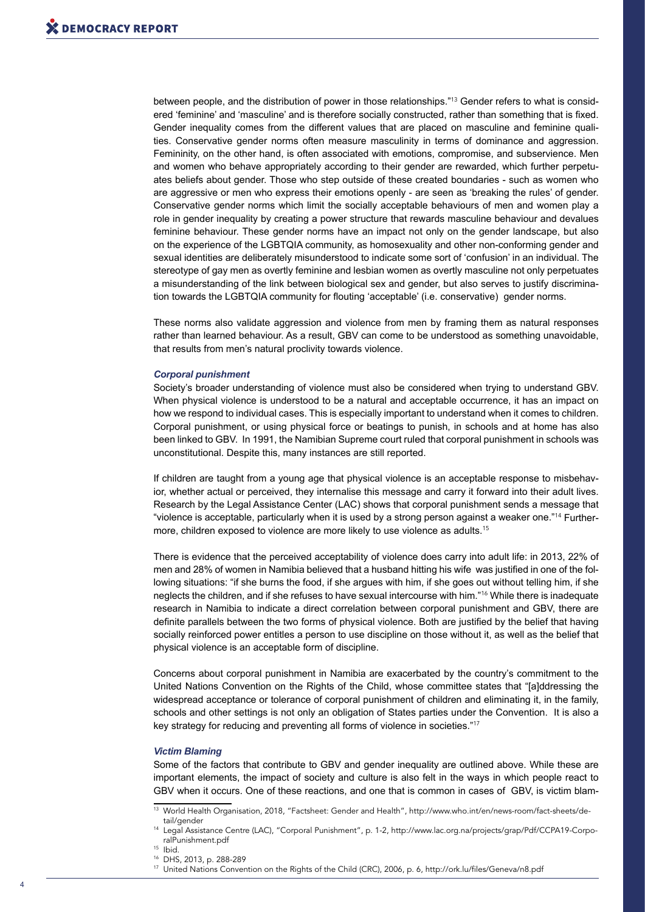between people, and the distribution of power in those relationships."[13] Gender refers to what is considered 'feminine' and 'masculine' and is therefore socially constructed, rather than something that is fixed. Gender inequality comes from the different values that are placed on masculine and feminine qualities. Conservative gender norms often measure masculinity in terms of dominance and aggression. Femininity, on the other hand, is often associated with emotions, compromise, and subservience. Men and women who behave appropriately according to their gender are rewarded, which further perpetuates beliefs about gender. Those who step outside of these created boundaries - such as women who are aggressive or men who express their emotions openly - are seen as 'breaking the rules' of gender. Conservative gender norms which limit the socially acceptable behaviours of men and women play a role in gender inequality by creating a power structure that rewards masculine behaviour and devalues feminine behaviour. These gender norms have an impact not only on the gender landscape, but also on the experience of the LGBTQIA community, as homosexuality and other non-conforming gender and sexual identities are deliberately misunderstood to indicate some sort of 'confusion' in an individual. The stereotype of gay men as overtly feminine and lesbian women as overtly masculine not only perpetuates a misunderstanding of the link between biological sex and gender, but also serves to justify discrimination towards the LGBTQIA community for flouting 'acceptable' (i.e. conservative) gender norms.

These norms also validate aggression and violence from men by framing them as natural responses rather than learned behaviour. As a result, GBV can come to be understood as something unavoidable, that results from men's natural proclivity towards violence.

### *Corporal punishment*

Society's broader understanding of violence must also be considered when trying to understand GBV. When physical violence is understood to be a natural and acceptable occurrence, it has an impact on how we respond to individual cases. This is especially important to understand when it comes to children. Corporal punishment, or using physical force or beatings to punish, in schools and at home has also been linked to GBV. In 1991, the Namibian Supreme court ruled that corporal punishment in schools was unconstitutional. Despite this, many instances are still reported.

If children are taught from a young age that physical violence is an acceptable response to misbehavior, whether actual or perceived, they internalise this message and carry it forward into their adult lives. Research by the Legal Assistance Center (LAC) shows that corporal punishment sends a message that "violence is acceptable, particularly when it is used by a strong person against a weaker one."[14] Furthermore, children exposed to violence are more likely to use violence as adults.[15]

There is evidence that the perceived acceptability of violence does carry into adult life: in 2013, 22% of men and 28% of women in Namibia believed that a husband hitting his wife was justified in one of the following situations: "if she burns the food, if she argues with him, if she goes out without telling him, if she neglects the children, and if she refuses to have sexual intercourse with him."[16] While there is inadequate research in Namibia to indicate a direct correlation between corporal punishment and GBV, there are definite parallels between the two forms of physical violence. Both are justified by the belief that having socially reinforced power entitles a person to use discipline on those without it, as well as the belief that physical violence is an acceptable form of discipline.

Concerns about corporal punishment in Namibia are exacerbated by the country's commitment to the United Nations Convention on the Rights of the Child, whose committee states that "[a]ddressing the widespread acceptance or tolerance of corporal punishment of children and eliminating it, in the family, schools and other settings is not only an obligation of States parties under the Convention. It is also a key strategy for reducing and preventing all forms of violence in societies."[17]

### *Victim Blaming*

Some of the factors that contribute to GBV and gender inequality are outlined above. While these are important elements, the impact of society and culture is also felt in the ways in which people react to GBV when it occurs. One of these reactions, and one that is common in cases of GBV, is victim blam-

---

[13] World Health Organisation, 2018, "Factsheet: Gender and Health", http://www.who.int/en/news-room/fact-sheets/detail/gender

[14] Legal Assistance Centre (LAC), "Corporal Punishment", p. 1-2, http://www.lac.org.na/projects/grap/Pdf/CCPA19-CorporalPunishment.pdf

[15] Ibid.

[16] DHS, 2013, p. 288-289

[17] United Nations Convention on the Rights of the Child (CRC), 2006, p. 6, http://ork.lu/files/Geneva/n8.pdf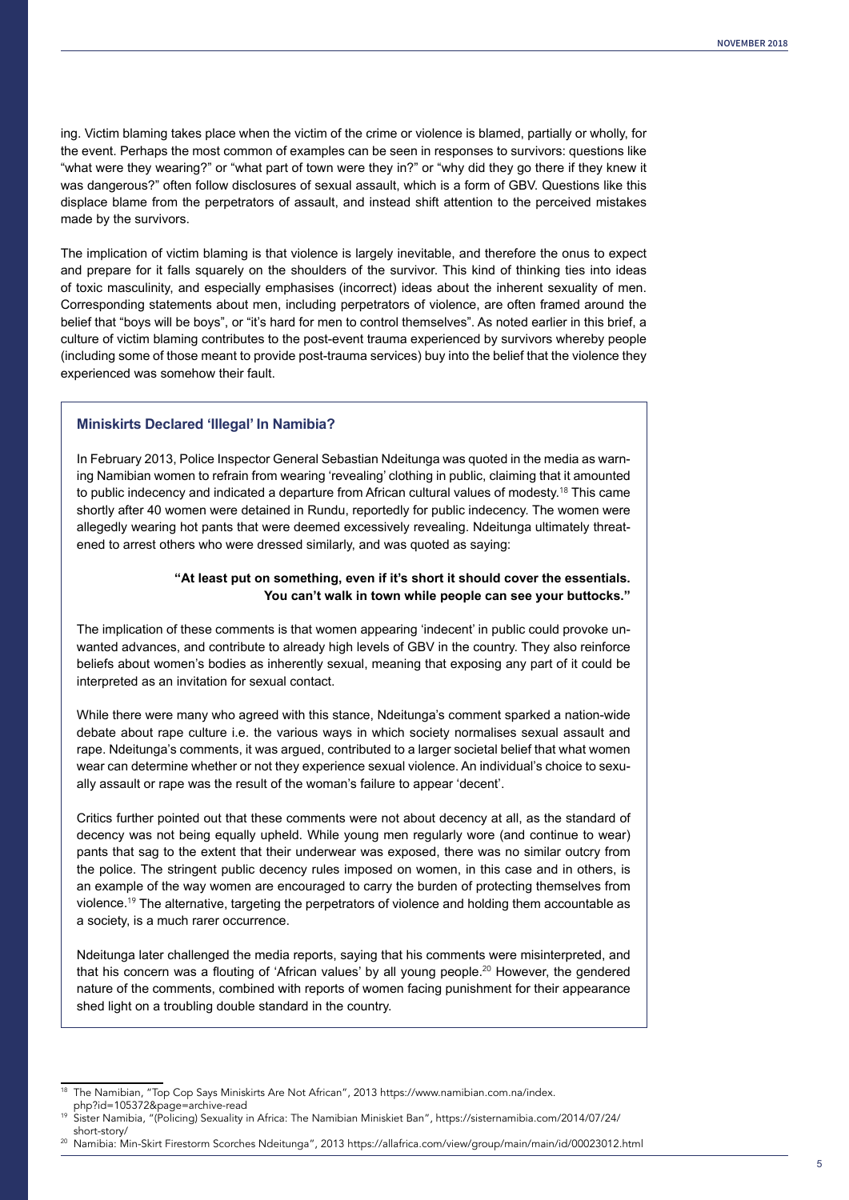ing. Victim blaming takes place when the victim of the crime or violence is blamed, partially or wholly, for the event. Perhaps the most common of examples can be seen in responses to survivors: questions like "what were they wearing?" or "what part of town were they in?" or "why did they go there if they knew it was dangerous?" often follow disclosures of sexual assault, which is a form of GBV. Questions like this displace blame from the perpetrators of assault, and instead shift attention to the perceived mistakes made by the survivors.

The implication of victim blaming is that violence is largely inevitable, and therefore the onus to expect and prepare for it falls squarely on the shoulders of the survivor. This kind of thinking ties into ideas of toxic masculinity, and especially emphasises (incorrect) ideas about the inherent sexuality of men. Corresponding statements about men, including perpetrators of violence, are often framed around the belief that "boys will be boys", or "it's hard for men to control themselves". As noted earlier in this brief, a culture of victim blaming contributes to the post-event trauma experienced by survivors whereby people (including some of those meant to provide post-trauma services) buy into the belief that the violence they experienced was somehow their fault.

### Miniskirts Declared 'Illegal' In Namibia?

In February 2013, Police Inspector General Sebastian Ndeitunga was quoted in the media as warning Namibian women to refrain from wearing 'revealing' clothing in public, claiming that it amounted to public indecency and indicated a departure from African cultural values of modesty.[18] This came shortly after 40 women were detained in Rundu, reportedly for public indecency. The women were allegedly wearing hot pants that were deemed excessively revealing. Ndeitunga ultimately threatened to arrest others who were dressed similarly, and was quoted as saying:

> **"At least put on something, even if it's short it should cover the essentials. You can't walk in town while people can see your buttocks."**

The implication of these comments is that women appearing 'indecent' in public could provoke unwanted advances, and contribute to already high levels of GBV in the country. They also reinforce beliefs about women's bodies as inherently sexual, meaning that exposing any part of it could be interpreted as an invitation for sexual contact.

While there were many who agreed with this stance, Ndeitunga's comment sparked a nation-wide debate about rape culture i.e. the various ways in which society normalises sexual assault and rape. Ndeitunga's comments, it was argued, contributed to a larger societal belief that what women wear can determine whether or not they experience sexual violence. An individual's choice to sexually assault or rape was the result of the woman's failure to appear 'decent'.

Critics further pointed out that these comments were not about decency at all, as the standard of decency was not being equally upheld. While young men regularly wore (and continue to wear) pants that sag to the extent that their underwear was exposed, there was no similar outcry from the police. The stringent public decency rules imposed on women, in this case and in others, is an example of the way women are encouraged to carry the burden of protecting themselves from violence.[19] The alternative, targeting the perpetrators of violence and holding them accountable as a society, is a much rarer occurrence.

Ndeitunga later challenged the media reports, saying that his comments were misinterpreted, and that his concern was a flouting of 'African values' by all young people.[20] However, the gendered nature of the comments, combined with reports of women facing punishment for their appearance shed light on a troubling double standard in the country.

---

[18] The Namibian, "Top Cop Says Miniskirts Are Not African", 2013 https://www.namibian.com.na/index.php?id=105372&page=archive-read

[19] Sister Namibia, "(Policing) Sexuality in Africa: The Namibian Miniskiet Ban", https://sisternamibia.com/2014/07/24/short-story/

[20] Namibia: Min-Skirt Firestorm Scorches Ndeitunga", 2013 https://allafrica.com/view/group/main/main/id/00023012.html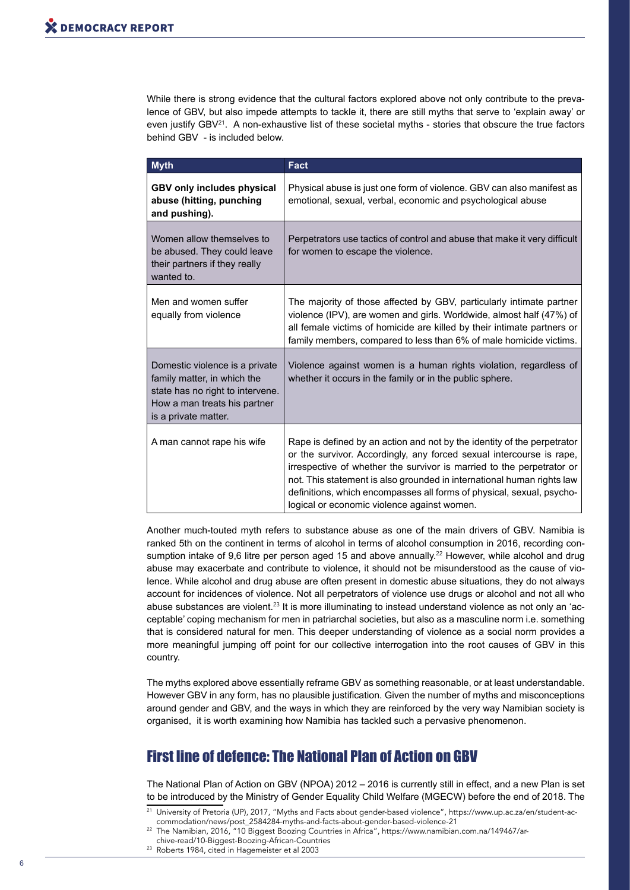While there is strong evidence that the cultural factors explored above not only contribute to the prevalence of GBV, but also impede attempts to tackle it, there are still myths that serve to 'explain away' or even justify GBV[21]. A non-exhaustive list of these societal myths - stories that obscure the true factors behind GBV - is included below.

| Myth | Fact |
| --- | --- |
| **GBV only includes physical abuse (hitting, punching and pushing).** | Physical abuse is just one form of violence. GBV can also manifest as emotional, sexual, verbal, economic and psychological abuse |
| Women allow themselves to be abused. They could leave their partners if they really wanted to. | Perpetrators use tactics of control and abuse that make it very difficult for women to escape the violence. |
| Men and women suffer equally from violence | The majority of those affected by GBV, particularly intimate partner violence (IPV), are women and girls. Worldwide, almost half (47%) of all female victims of homicide are killed by their intimate partners or family members, compared to less than 6% of male homicide victims. |
| Domestic violence is a private family matter, in which the state has no right to intervene. How a man treats his partner is a private matter. | Violence against women is a human rights violation, regardless of whether it occurs in the family or in the public sphere. |
| A man cannot rape his wife | Rape is defined by an action and not by the identity of the perpetrator or the survivor. Accordingly, any forced sexual intercourse is rape, irrespective of whether the survivor is married to the perpetrator or not. This statement is also grounded in international human rights law definitions, which encompasses all forms of physical, sexual, psychological or economic violence against women. |

Another much-touted myth refers to substance abuse as one of the main drivers of GBV. Namibia is ranked 5th on the continent in terms of alcohol in terms of alcohol consumption in 2016, recording consumption intake of 9,6 litre per person aged 15 and above annually.[22] However, while alcohol and drug abuse may exacerbate and contribute to violence, it should not be misunderstood as the cause of violence. While alcohol and drug abuse are often present in domestic abuse situations, they do not always account for incidences of violence. Not all perpetrators of violence use drugs or alcohol and not all who abuse substances are violent.[23] It is more illuminating to instead understand violence as not only an 'acceptable' coping mechanism for men in patriarchal societies, but also as a masculine norm i.e. something that is considered natural for men. This deeper understanding of violence as a social norm provides a more meaningful jumping off point for our collective interrogation into the root causes of GBV in this country.

The myths explored above essentially reframe GBV as something reasonable, or at least understandable. However GBV in any form, has no plausible justification. Given the number of myths and misconceptions around gender and GBV, and the ways in which they are reinforced by the very way Namibian society is organised, it is worth examining how Namibia has tackled such a pervasive phenomenon.

## First line of defence: The National Plan of Action on GBV

The National Plan of Action on GBV (NPOA) 2012 – 2016 is currently still in effect, and a new Plan is set to be introduced by the Ministry of Gender Equality Child Welfare (MGECW) before the end of 2018. The

---

[21] University of Pretoria (UP), 2017, "Myths and Facts about gender-based violence", https://www.up.ac.za/en/student-accommodation/news/post_2584284-myths-and-facts-about-gender-based-violence-21

[22] The Namibian, 2016, "10 Biggest Boozing Countries in Africa", https://www.namibian.com.na/149467/archive-read/10-Biggest-Boozing-African-Countries

[23] Roberts 1984, cited in Hagemeister et al 2003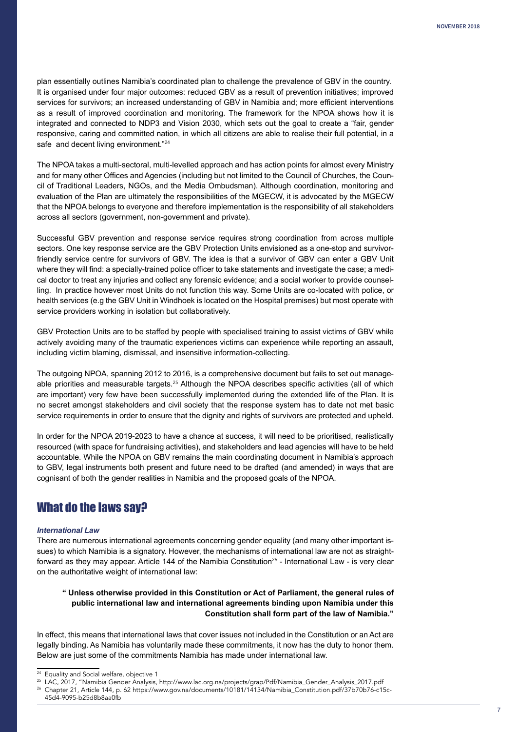plan essentially outlines Namibia's coordinated plan to challenge the prevalence of GBV in the country. It is organised under four major outcomes: reduced GBV as a result of prevention initiatives; improved services for survivors; an increased understanding of GBV in Namibia and; more efficient interventions as a result of improved coordination and monitoring. The framework for the NPOA shows how it is integrated and connected to NDP3 and Vision 2030, which sets out the goal to create a "fair, gender responsive, caring and committed nation, in which all citizens are able to realise their full potential, in a safe and decent living environment."[24]

The NPOA takes a multi-sectoral, multi-levelled approach and has action points for almost every Ministry and for many other Offices and Agencies (including but not limited to the Council of Churches, the Council of Traditional Leaders, NGOs, and the Media Ombudsman). Although coordination, monitoring and evaluation of the Plan are ultimately the responsibilities of the MGECW, it is advocated by the MGECW that the NPOA belongs to everyone and therefore implementation is the responsibility of all stakeholders across all sectors (government, non-government and private).

Successful GBV prevention and response service requires strong coordination from across multiple sectors. One key response service are the GBV Protection Units envisioned as a one-stop and survivor-friendly service centre for survivors of GBV. The idea is that a survivor of GBV can enter a GBV Unit where they will find: a specially-trained police officer to take statements and investigate the case; a medical doctor to treat any injuries and collect any forensic evidence; and a social worker to provide counselling. In practice however most Units do not function this way. Some Units are co-located with police, or health services (e.g the GBV Unit in Windhoek is located on the Hospital premises) but most operate with service providers working in isolation but collaboratively.

GBV Protection Units are to be staffed by people with specialised training to assist victims of GBV while actively avoiding many of the traumatic experiences victims can experience while reporting an assault, including victim blaming, dismissal, and insensitive information-collecting.

The outgoing NPOA, spanning 2012 to 2016, is a comprehensive document but fails to set out manageable priorities and measurable targets.[25] Although the NPOA describes specific activities (all of which are important) very few have been successfully implemented during the extended life of the Plan. It is no secret amongst stakeholders and civil society that the response system has to date not met basic service requirements in order to ensure that the dignity and rights of survivors are protected and upheld.

In order for the NPOA 2019-2023 to have a chance at success, it will need to be prioritised, realistically resourced (with space for fundraising activities), and stakeholders and lead agencies will have to be held accountable. While the NPOA on GBV remains the main coordinating document in Namibia's approach to GBV, legal instruments both present and future need to be drafted (and amended) in ways that are cognisant of both the gender realities in Namibia and the proposed goals of the NPOA.

## What do the laws say?

### *International Law*

There are numerous international agreements concerning gender equality (and many other important issues) to which Namibia is a signatory. However, the mechanisms of international law are not as straightforward as they may appear. Article 144 of the Namibia Constitution[26] - International Law - is very clear on the authoritative weight of international law:

> **" Unless otherwise provided in this Constitution or Act of Parliament, the general rules of public international law and international agreements binding upon Namibia under this Constitution shall form part of the law of Namibia."**

In effect, this means that international laws that cover issues not included in the Constitution or an Act are legally binding. As Namibia has voluntarily made these commitments, it now has the duty to honor them. Below are just some of the commitments Namibia has made under international law.

---

[24] Equality and Social welfare, objective 1

[25] LAC, 2017, "Namibia Gender Analysis, http://www.lac.org.na/projects/grap/Pdf/Namibia_Gender_Analysis_2017.pdf

[26] Chapter 21, Article 144, p. 62 https://www.gov.na/documents/10181/14134/Namibia_Constitution.pdf/37b70b76-c15c-45d4-9095-b25d8b8aa0fb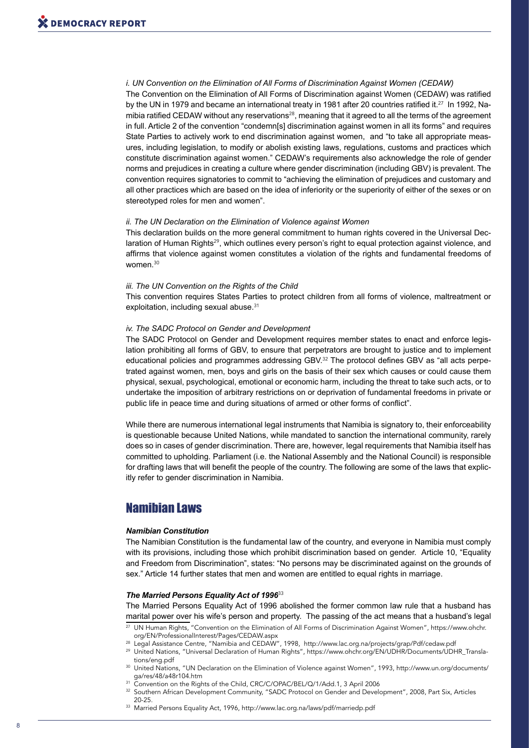*i. UN Convention on the Elimination of All Forms of Discrimination Against Women (CEDAW)*

The Convention on the Elimination of All Forms of Discrimination against Women (CEDAW) was ratified by the UN in 1979 and became an international treaty in 1981 after 20 countries ratified it.[27] In 1992, Namibia ratified CEDAW without any reservations[28], meaning that it agreed to all the terms of the agreement in full. Article 2 of the convention "condemn[s] discrimination against women in all its forms" and requires State Parties to actively work to end discrimination against women, and "to take all appropriate measures, including legislation, to modify or abolish existing laws, regulations, customs and practices which constitute discrimination against women." CEDAW's requirements also acknowledge the role of gender norms and prejudices in creating a culture where gender discrimination (including GBV) is prevalent. The convention requires signatories to commit to "achieving the elimination of prejudices and customary and all other practices which are based on the idea of inferiority or the superiority of either of the sexes or on stereotyped roles for men and women".

*ii. The UN Declaration on the Elimination of Violence against Women*

This declaration builds on the more general commitment to human rights covered in the Universal Declaration of Human Rights[29], which outlines every person's right to equal protection against violence, and affirms that violence against women constitutes a violation of the rights and fundamental freedoms of women.[30]

*iii. The UN Convention on the Rights of the Child*

This convention requires States Parties to protect children from all forms of violence, maltreatment or exploitation, including sexual abuse.[31]

*iv. The SADC Protocol on Gender and Development*

The SADC Protocol on Gender and Development requires member states to enact and enforce legislation prohibiting all forms of GBV, to ensure that perpetrators are brought to justice and to implement educational policies and programmes addressing GBV.[32] The protocol defines GBV as "all acts perpetrated against women, men, boys and girls on the basis of their sex which causes or could cause them physical, sexual, psychological, emotional or economic harm, including the threat to take such acts, or to undertake the imposition of arbitrary restrictions on or deprivation of fundamental freedoms in private or public life in peace time and during situations of armed or other forms of conflict".

While there are numerous international legal instruments that Namibia is signatory to, their enforceability is questionable because United Nations, while mandated to sanction the international community, rarely does so in cases of gender discrimination. There are, however, legal requirements that Namibia itself has committed to upholding. Parliament (i.e. the National Assembly and the National Council) is responsible for drafting laws that will benefit the people of the country. The following are some of the laws that explicitly refer to gender discrimination in Namibia.

## Namibian Laws

***Namibian Constitution***

The Namibian Constitution is the fundamental law of the country, and everyone in Namibia must comply with its provisions, including those which prohibit discrimination based on gender. Article 10, "Equality and Freedom from Discrimination", states: "No persons may be discriminated against on the grounds of sex." Article 14 further states that men and women are entitled to equal rights in marriage.

***The Married Persons Equality Act of 1996***[33]

The Married Persons Equality Act of 1996 abolished the former common law rule that a husband has marital power over his wife's person and property. The passing of the act means that a husband's legal

---

[27] UN Human Rights, "Convention on the Elimination of All Forms of Discrimination Against Women", https://www.ohchr.org/EN/ProfessionalInterest/Pages/CEDAW.aspx

[28] Legal Assistance Centre, "Namibia and CEDAW", 1998, http://www.lac.org.na/projects/grap/Pdf/cedaw.pdf

[29] United Nations, "Universal Declaration of Human Rights", https://www.ohchr.org/EN/UDHR/Documents/UDHR_Translations/eng.pdf

[30] United Nations, "UN Declaration on the Elimination of Violence against Women", 1993, http://www.un.org/documents/ga/res/48/a48r104.htm

[31] Convention on the Rights of the Child, CRC/C/OPAC/BEL/Q/1/Add.1, 3 April 2006

[32] Southern African Development Community, "SADC Protocol on Gender and Development", 2008, Part Six, Articles 20-25.

[33] Married Persons Equality Act, 1996, http://www.lac.org.na/laws/pdf/marriedp.pdf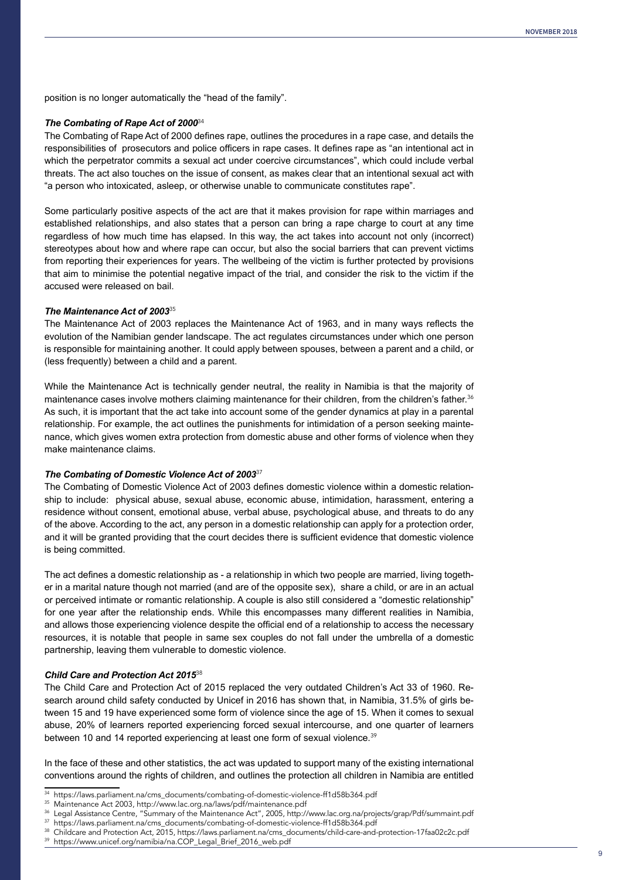position is no longer automatically the "head of the family".

### *The Combating of Rape Act of 2000*[34]

The Combating of Rape Act of 2000 defines rape, outlines the procedures in a rape case, and details the responsibilities of prosecutors and police officers in rape cases. It defines rape as "an intentional act in which the perpetrator commits a sexual act under coercive circumstances", which could include verbal threats. The act also touches on the issue of consent, as makes clear that an intentional sexual act with "a person who intoxicated, asleep, or otherwise unable to communicate constitutes rape".

Some particularly positive aspects of the act are that it makes provision for rape within marriages and established relationships, and also states that a person can bring a rape charge to court at any time regardless of how much time has elapsed. In this way, the act takes into account not only (incorrect) stereotypes about how and where rape can occur, but also the social barriers that can prevent victims from reporting their experiences for years. The wellbeing of the victim is further protected by provisions that aim to minimise the potential negative impact of the trial, and consider the risk to the victim if the accused were released on bail.

### *The Maintenance Act of 2003*[35]

The Maintenance Act of 2003 replaces the Maintenance Act of 1963, and in many ways reflects the evolution of the Namibian gender landscape. The act regulates circumstances under which one person is responsible for maintaining another. It could apply between spouses, between a parent and a child, or (less frequently) between a child and a parent.

While the Maintenance Act is technically gender neutral, the reality in Namibia is that the majority of maintenance cases involve mothers claiming maintenance for their children, from the children's father.[36] As such, it is important that the act take into account some of the gender dynamics at play in a parental relationship. For example, the act outlines the punishments for intimidation of a person seeking maintenance, which gives women extra protection from domestic abuse and other forms of violence when they make maintenance claims.

### *The Combating of Domestic Violence Act of 2003*[37]

The Combating of Domestic Violence Act of 2003 defines domestic violence within a domestic relationship to include: physical abuse, sexual abuse, economic abuse, intimidation, harassment, entering a residence without consent, emotional abuse, verbal abuse, psychological abuse, and threats to do any of the above. According to the act, any person in a domestic relationship can apply for a protection order, and it will be granted providing that the court decides there is sufficient evidence that domestic violence is being committed.

The act defines a domestic relationship as - a relationship in which two people are married, living together in a marital nature though not married (and are of the opposite sex), share a child, or are in an actual or perceived intimate or romantic relationship. A couple is also still considered a "domestic relationship" for one year after the relationship ends. While this encompasses many different realities in Namibia, and allows those experiencing violence despite the official end of a relationship to access the necessary resources, it is notable that people in same sex couples do not fall under the umbrella of a domestic partnership, leaving them vulnerable to domestic violence.

### *Child Care and Protection Act 2015*[38]

The Child Care and Protection Act of 2015 replaced the very outdated Children's Act 33 of 1960. Research around child safety conducted by Unicef in 2016 has shown that, in Namibia, 31.5% of girls between 15 and 19 have experienced some form of violence since the age of 15. When it comes to sexual abuse, 20% of learners reported experiencing forced sexual intercourse, and one quarter of learners between 10 and 14 reported experiencing at least one form of sexual violence.[39]

In the face of these and other statistics, the act was updated to support many of the existing international conventions around the rights of children, and outlines the protection all children in Namibia are entitled

---

[34] https://laws.parliament.na/cms_documents/combating-of-domestic-violence-ff1d58b364.pdf

[35] Maintenance Act 2003, http://www.lac.org.na/laws/pdf/maintenance.pdf

[36] Legal Assistance Centre, "Summary of the Maintenance Act", 2005, http://www.lac.org.na/projects/grap/Pdf/summaint.pdf

[37] https://laws.parliament.na/cms_documents/combating-of-domestic-violence-ff1d58b364.pdf

[38] Childcare and Protection Act, 2015, https://laws.parliament.na/cms_documents/child-care-and-protection-17faa02c2c.pdf

[39] https://www.unicef.org/namibia/na.COP_Legal_Brief_2016_web.pdf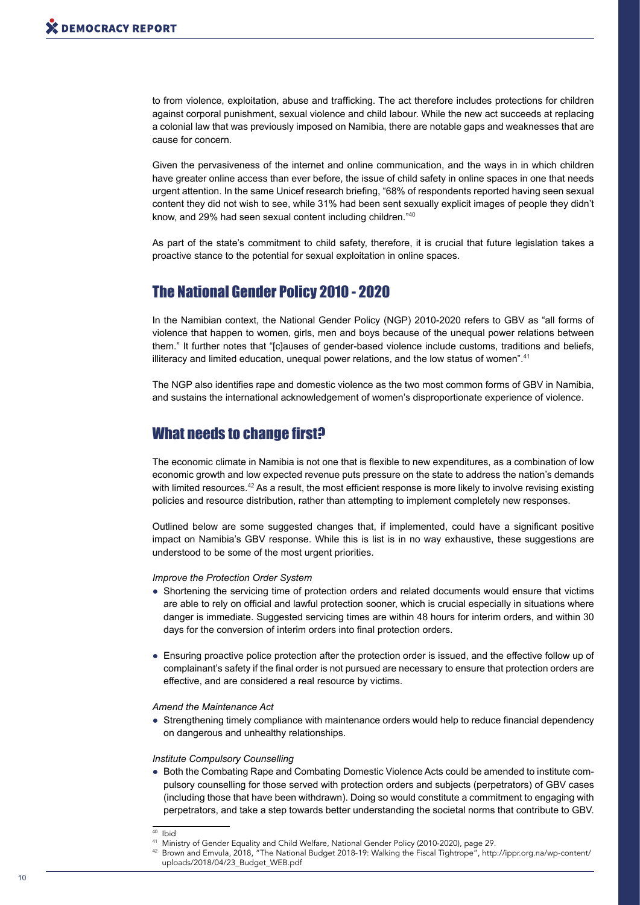to from violence, exploitation, abuse and trafficking. The act therefore includes protections for children against corporal punishment, sexual violence and child labour. While the new act succeeds at replacing a colonial law that was previously imposed on Namibia, there are notable gaps and weaknesses that are cause for concern.

Given the pervasiveness of the internet and online communication, and the ways in in which children have greater online access than ever before, the issue of child safety in online spaces in one that needs urgent attention. In the same Unicef research briefing, "68% of respondents reported having seen sexual content they did not wish to see, while 31% had been sent sexually explicit images of people they didn't know, and 29% had seen sexual content including children."[40]

As part of the state's commitment to child safety, therefore, it is crucial that future legislation takes a proactive stance to the potential for sexual exploitation in online spaces.

## The National Gender Policy 2010 - 2020

In the Namibian context, the National Gender Policy (NGP) 2010-2020 refers to GBV as "all forms of violence that happen to women, girls, men and boys because of the unequal power relations between them." It further notes that "[c]auses of gender-based violence include customs, traditions and beliefs, illiteracy and limited education, unequal power relations, and the low status of women".[41]

The NGP also identifies rape and domestic violence as the two most common forms of GBV in Namibia, and sustains the international acknowledgement of women's disproportionate experience of violence.

## What needs to change first?

The economic climate in Namibia is not one that is flexible to new expenditures, as a combination of low economic growth and low expected revenue puts pressure on the state to address the nation's demands with limited resources.[42] As a result, the most efficient response is more likely to involve revising existing policies and resource distribution, rather than attempting to implement completely new responses.

Outlined below are some suggested changes that, if implemented, could have a significant positive impact on Namibia's GBV response. While this is list is in no way exhaustive, these suggestions are understood to be some of the most urgent priorities.

*Improve the Protection Order System*

- Shortening the servicing time of protection orders and related documents would ensure that victims are able to rely on official and lawful protection sooner, which is crucial especially in situations where danger is immediate. Suggested servicing times are within 48 hours for interim orders, and within 30 days for the conversion of interim orders into final protection orders.
- Ensuring proactive police protection after the protection order is issued, and the effective follow up of complainant's safety if the final order is not pursued are necessary to ensure that protection orders are effective, and are considered a real resource by victims.

*Amend the Maintenance Act*

- Strengthening timely compliance with maintenance orders would help to reduce financial dependency on dangerous and unhealthy relationships.

*Institute Compulsory Counselling*

- Both the Combating Rape and Combating Domestic Violence Acts could be amended to institute compulsory counselling for those served with protection orders and subjects (perpetrators) of GBV cases (including those that have been withdrawn). Doing so would constitute a commitment to engaging with perpetrators, and take a step towards better understanding the societal norms that contribute to GBV.

---

[40] Ibid

[41] Ministry of Gender Equality and Child Welfare, National Gender Policy (2010-2020), page 29.

[42] Brown and Emvula, 2018, "The National Budget 2018-19: Walking the Fiscal Tightrope", http://ippr.org.na/wp-content/uploads/2018/04/23_Budget_WEB.pdf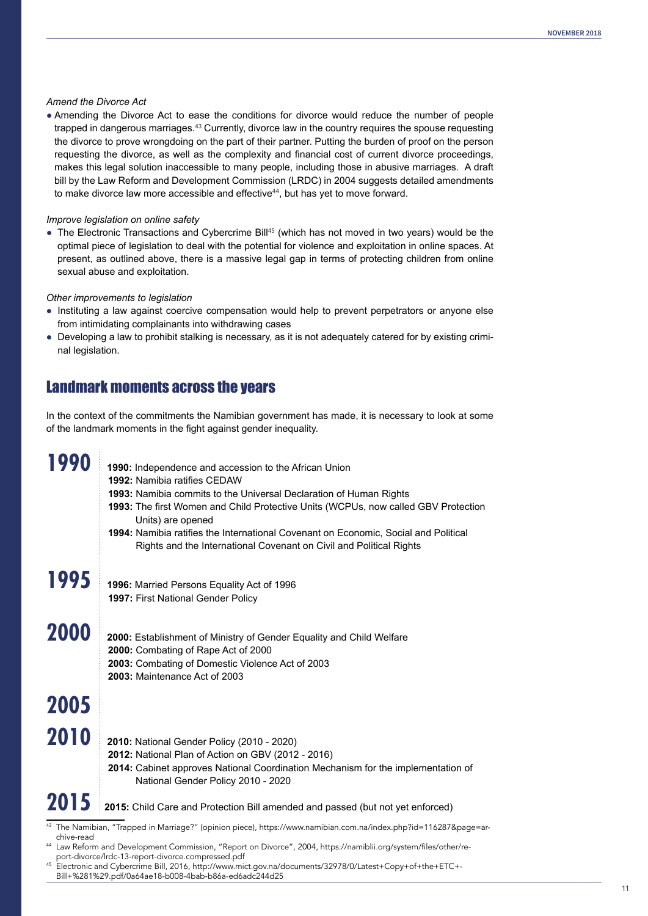*Amend the Divorce Act*

- Amending the Divorce Act to ease the conditions for divorce would reduce the number of people trapped in dangerous marriages.[43] Currently, divorce law in the country requires the spouse requesting the divorce to prove wrongdoing on the part of their partner. Putting the burden of proof on the person requesting the divorce, as well as the complexity and financial cost of current divorce proceedings, makes this legal solution inaccessible to many people, including those in abusive marriages. A draft bill by the Law Reform and Development Commission (LRDC) in 2004 suggests detailed amendments to make divorce law more accessible and effective[44], but has yet to move forward.

*Improve legislation on online safety*

- The Electronic Transactions and Cybercrime Bill[45] (which has not moved in two years) would be the optimal piece of legislation to deal with the potential for violence and exploitation in online spaces. At present, as outlined above, there is a massive legal gap in terms of protecting children from online sexual abuse and exploitation.

*Other improvements to legislation*

- Instituting a law against coercive compensation would help to prevent perpetrators or anyone else from intimidating complainants into withdrawing cases
- Developing a law to prohibit stalking is necessary, as it is not adequately catered for by existing criminal legislation.

## Landmark moments across the years

In the context of the commitments the Namibian government has made, it is necessary to look at some of the landmark moments in the fight against gender inequality.

### 1990

- **1990:** Independence and accession to the African Union
- **1992:** Namibia ratifies CEDAW
- **1993:** Namibia commits to the Universal Declaration of Human Rights
- **1993:** The first Women and Child Protective Units (WCPUs, now called GBV Protection Units) are opened
- **1994:** Namibia ratifies the International Covenant on Economic, Social and Political Rights and the International Covenant on Civil and Political Rights

### 1995

- **1996:** Married Persons Equality Act of 1996
- **1997:** First National Gender Policy

### 2000

- **2000:** Establishment of Ministry of Gender Equality and Child Welfare
- **2000:** Combating of Rape Act of 2000
- **2003:** Combating of Domestic Violence Act of 2003
- **2003:** Maintenance Act of 2003

### 2005

### 2010

- **2010:** National Gender Policy (2010 - 2020)
- **2012:** National Plan of Action on GBV (2012 - 2016)
- **2014:** Cabinet approves National Coordination Mechanism for the implementation of National Gender Policy 2010 - 2020

### 2015

- **2015:** Child Care and Protection Bill amended and passed (but not yet enforced)

---

[43] The Namibian, "Trapped in Marriage?" (opinion piece), https://www.namibian.com.na/index.php?id=116287&page=archive-read

[44] Law Reform and Development Commission, "Report on Divorce", 2004, https://namiblii.org/system/files/other/report-divorce/lrdc-13-report-divorce.compressed.pdf

[45] Electronic and Cybercrime Bill, 2016, http://www.mict.gov.na/documents/32978/0/Latest+Copy+of+the+ETC+-Bill+%281%29.pdf/0a64ae18-b008-4bab-b86a-ed6adc244d25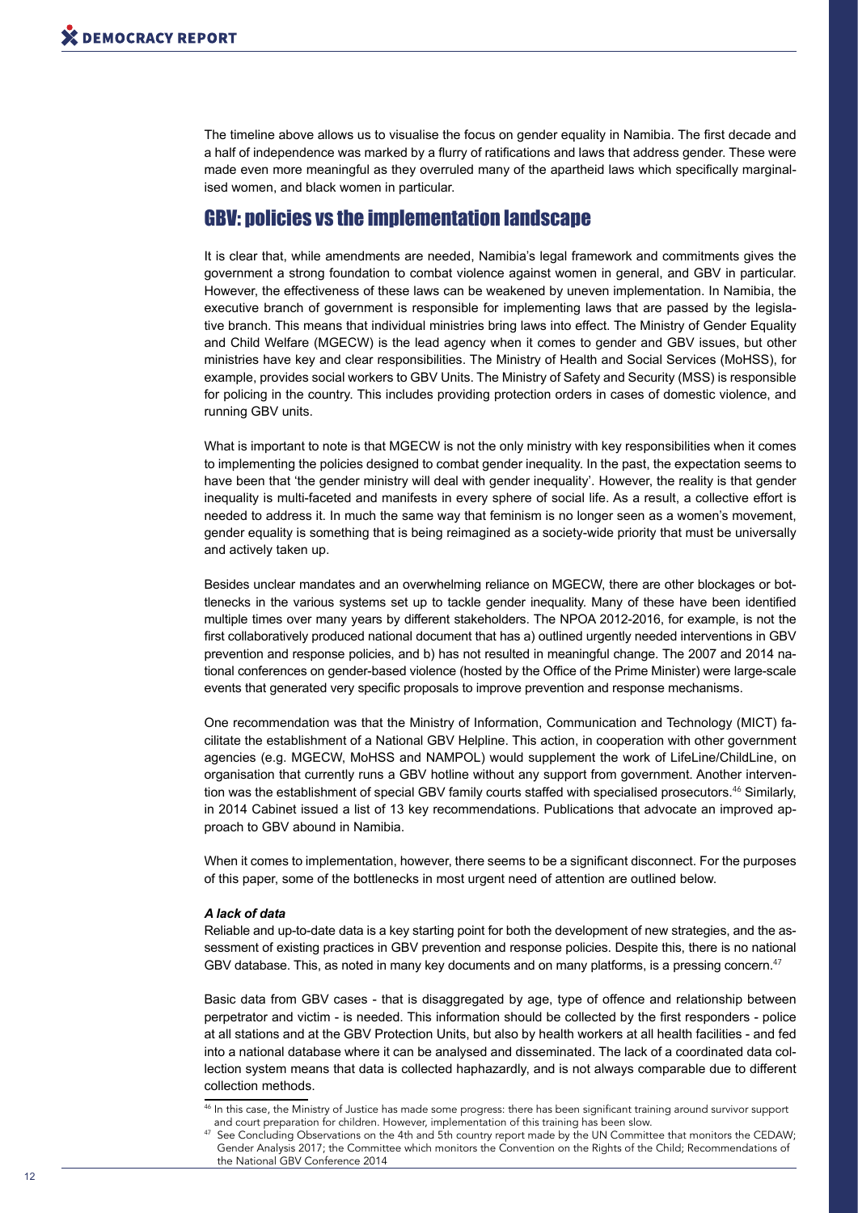The timeline above allows us to visualise the focus on gender equality in Namibia. The first decade and a half of independence was marked by a flurry of ratifications and laws that address gender. These were made even more meaningful as they overruled many of the apartheid laws which specifically marginalised women, and black women in particular.

## GBV: policies vs the implementation landscape

It is clear that, while amendments are needed, Namibia's legal framework and commitments gives the government a strong foundation to combat violence against women in general, and GBV in particular. However, the effectiveness of these laws can be weakened by uneven implementation. In Namibia, the executive branch of government is responsible for implementing laws that are passed by the legislative branch. This means that individual ministries bring laws into effect. The Ministry of Gender Equality and Child Welfare (MGECW) is the lead agency when it comes to gender and GBV issues, but other ministries have key and clear responsibilities. The Ministry of Health and Social Services (MoHSS), for example, provides social workers to GBV Units. The Ministry of Safety and Security (MSS) is responsible for policing in the country. This includes providing protection orders in cases of domestic violence, and running GBV units.

What is important to note is that MGECW is not the only ministry with key responsibilities when it comes to implementing the policies designed to combat gender inequality. In the past, the expectation seems to have been that 'the gender ministry will deal with gender inequality'. However, the reality is that gender inequality is multi-faceted and manifests in every sphere of social life. As a result, a collective effort is needed to address it. In much the same way that feminism is no longer seen as a women's movement, gender equality is something that is being reimagined as a society-wide priority that must be universally and actively taken up.

Besides unclear mandates and an overwhelming reliance on MGECW, there are other blockages or bottlenecks in the various systems set up to tackle gender inequality. Many of these have been identified multiple times over many years by different stakeholders. The NPOA 2012-2016, for example, is not the first collaboratively produced national document that has a) outlined urgently needed interventions in GBV prevention and response policies, and b) has not resulted in meaningful change. The 2007 and 2014 national conferences on gender-based violence (hosted by the Office of the Prime Minister) were large-scale events that generated very specific proposals to improve prevention and response mechanisms.

One recommendation was that the Ministry of Information, Communication and Technology (MICT) facilitate the establishment of a National GBV Helpline. This action, in cooperation with other government agencies (e.g. MGECW, MoHSS and NAMPOL) would supplement the work of LifeLine/ChildLine, on organisation that currently runs a GBV hotline without any support from government. Another intervention was the establishment of special GBV family courts staffed with specialised prosecutors.[46] Similarly, in 2014 Cabinet issued a list of 13 key recommendations. Publications that advocate an improved approach to GBV abound in Namibia.

When it comes to implementation, however, there seems to be a significant disconnect. For the purposes of this paper, some of the bottlenecks in most urgent need of attention are outlined below.

***A lack of data***

Reliable and up-to-date data is a key starting point for both the development of new strategies, and the assessment of existing practices in GBV prevention and response policies. Despite this, there is no national GBV database. This, as noted in many key documents and on many platforms, is a pressing concern.[47]

Basic data from GBV cases - that is disaggregated by age, type of offence and relationship between perpetrator and victim - is needed. This information should be collected by the first responders - police at all stations and at the GBV Protection Units, but also by health workers at all health facilities - and fed into a national database where it can be analysed and disseminated. The lack of a coordinated data collection system means that data is collected haphazardly, and is not always comparable due to different collection methods.

---

[46] In this case, the Ministry of Justice has made some progress: there has been significant training around survivor support and court preparation for children. However, implementation of this training has been slow.

[47] See Concluding Observations on the 4th and 5th country report made by the UN Committee that monitors the CEDAW; Gender Analysis 2017; the Committee which monitors the Convention on the Rights of the Child; Recommendations of the National GBV Conference 2014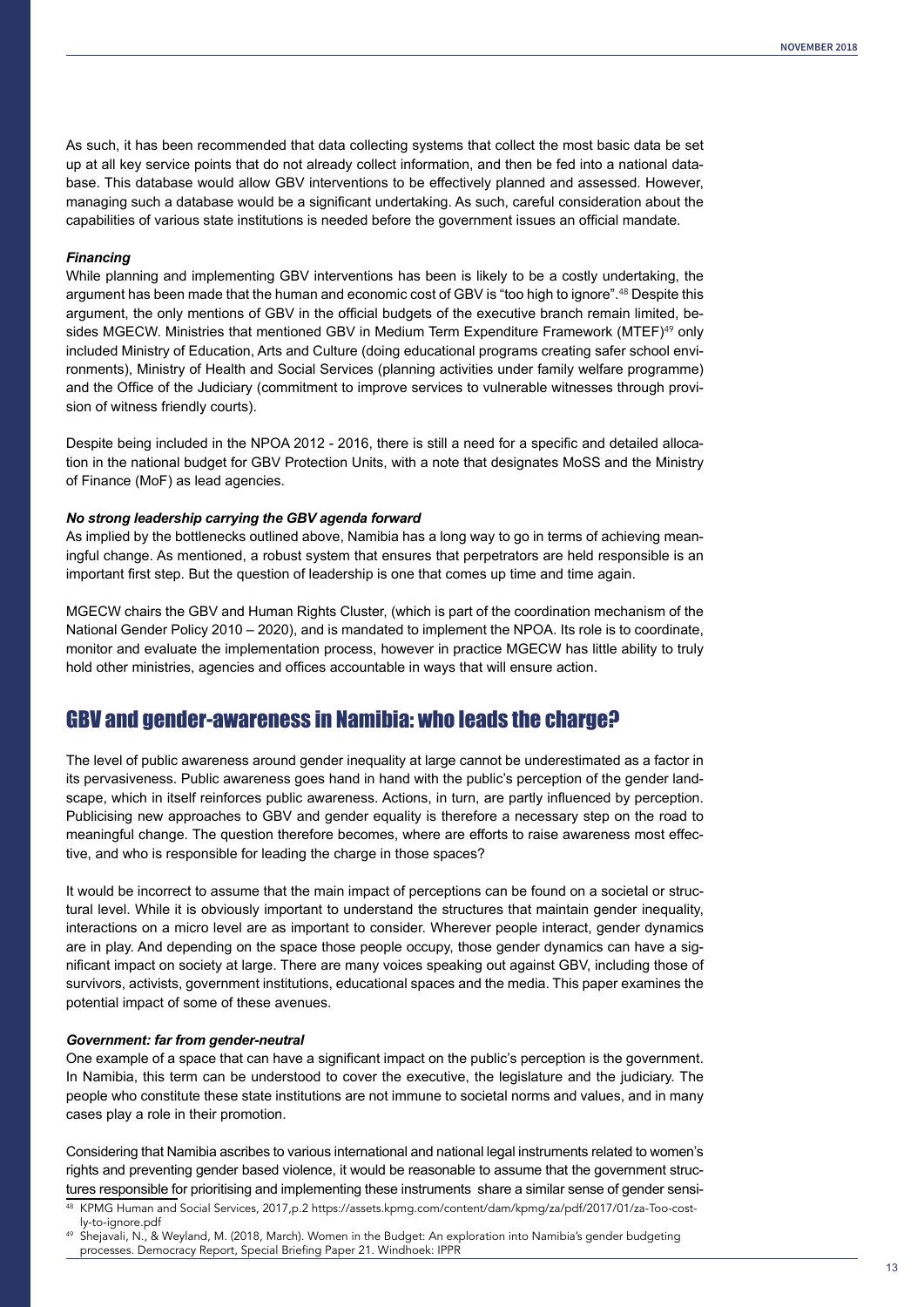As such, it has been recommended that data collecting systems that collect the most basic data be set up at all key service points that do not already collect information, and then be fed into a national database. This database would allow GBV interventions to be effectively planned and assessed. However, managing such a database would be a significant undertaking. As such, careful consideration about the capabilities of various state institutions is needed before the government issues an official mandate.

### *Financing*

While planning and implementing GBV interventions has been is likely to be a costly undertaking, the argument has been made that the human and economic cost of GBV is "too high to ignore".[48] Despite this argument, the only mentions of GBV in the official budgets of the executive branch remain limited, besides MGECW. Ministries that mentioned GBV in Medium Term Expenditure Framework (MTEF)[49] only included Ministry of Education, Arts and Culture (doing educational programs creating safer school environments), Ministry of Health and Social Services (planning activities under family welfare programme) and the Office of the Judiciary (commitment to improve services to vulnerable witnesses through provision of witness friendly courts).

Despite being included in the NPOA 2012 - 2016, there is still a need for a specific and detailed allocation in the national budget for GBV Protection Units, with a note that designates MoSS and the Ministry of Finance (MoF) as lead agencies.

### *No strong leadership carrying the GBV agenda forward*

As implied by the bottlenecks outlined above, Namibia has a long way to go in terms of achieving meaningful change. As mentioned, a robust system that ensures that perpetrators are held responsible is an important first step. But the question of leadership is one that comes up time and time again.

MGECW chairs the GBV and Human Rights Cluster, (which is part of the coordination mechanism of the National Gender Policy 2010 – 2020), and is mandated to implement the NPOA. Its role is to coordinate, monitor and evaluate the implementation process, however in practice MGECW has little ability to truly hold other ministries, agencies and offices accountable in ways that will ensure action.

## GBV and gender-awareness in Namibia: who leads the charge?

The level of public awareness around gender inequality at large cannot be underestimated as a factor in its pervasiveness. Public awareness goes hand in hand with the public's perception of the gender landscape, which in itself reinforces public awareness. Actions, in turn, are partly influenced by perception. Publicising new approaches to GBV and gender equality is therefore a necessary step on the road to meaningful change. The question therefore becomes, where are efforts to raise awareness most effective, and who is responsible for leading the charge in those spaces?

It would be incorrect to assume that the main impact of perceptions can be found on a societal or structural level. While it is obviously important to understand the structures that maintain gender inequality, interactions on a micro level are as important to consider. Wherever people interact, gender dynamics are in play. And depending on the space those people occupy, those gender dynamics can have a significant impact on society at large. There are many voices speaking out against GBV, including those of survivors, activists, government institutions, educational spaces and the media. This paper examines the potential impact of some of these avenues.

### *Government: far from gender-neutral*

One example of a space that can have a significant impact on the public's perception is the government. In Namibia, this term can be understood to cover the executive, the legislature and the judiciary. The people who constitute these state institutions are not immune to societal norms and values, and in many cases play a role in their promotion.

Considering that Namibia ascribes to various international and national legal instruments related to women's rights and preventing gender based violence, it would be reasonable to assume that the government structures responsible for prioritising and implementing these instruments share a similar sense of gender sensi-

---

[48] KPMG Human and Social Services, 2017,p.2 https://assets.kpmg.com/content/dam/kpmg/za/pdf/2017/01/za-Too-costly-to-ignore.pdf

[49] Shejavali, N., & Weyland, M. (2018, March). Women in the Budget: An exploration into Namibia's gender budgeting processes. Democracy Report, Special Briefing Paper 21. Windhoek: IPPR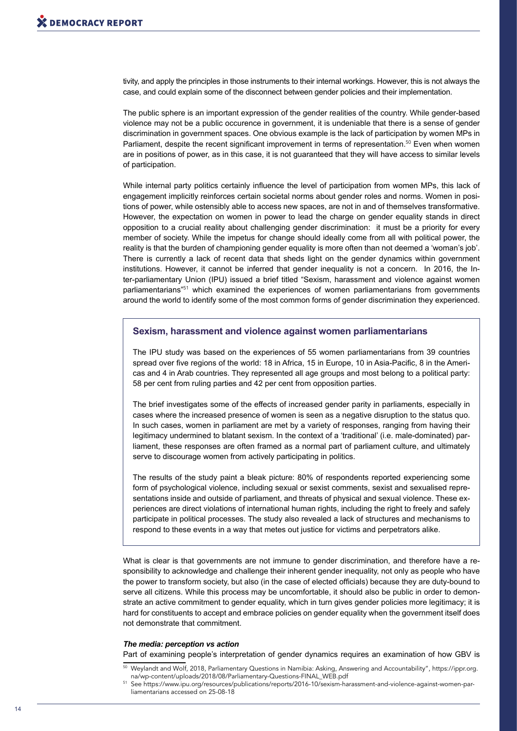tivity, and apply the principles in those instruments to their internal workings. However, this is not always the case, and could explain some of the disconnect between gender policies and their implementation.

The public sphere is an important expression of the gender realities of the country. While gender-based violence may not be a public occurence in government, it is undeniable that there is a sense of gender discrimination in government spaces. One obvious example is the lack of participation by women MPs in Parliament, despite the recent significant improvement in terms of representation.[50] Even when women are in positions of power, as in this case, it is not guaranteed that they will have access to similar levels of participation.

While internal party politics certainly influence the level of participation from women MPs, this lack of engagement implicitly reinforces certain societal norms about gender roles and norms. Women in positions of power, while ostensibly able to access new spaces, are not in and of themselves transformative. However, the expectation on women in power to lead the charge on gender equality stands in direct opposition to a crucial reality about challenging gender discrimination: it must be a priority for every member of society. While the impetus for change should ideally come from all with political power, the reality is that the burden of championing gender equality is more often than not deemed a 'woman's job'. There is currently a lack of recent data that sheds light on the gender dynamics within government institutions. However, it cannot be inferred that gender inequality is not a concern. In 2016, the Inter-parliamentary Union (IPU) issued a brief titled "Sexism, harassment and violence against women parliamentarians"[51] which examined the experiences of women parliamentarians from governments around the world to identify some of the most common forms of gender discrimination they experienced.

### Sexism, harassment and violence against women parliamentarians

The IPU study was based on the experiences of 55 women parliamentarians from 39 countries spread over five regions of the world: 18 in Africa, 15 in Europe, 10 in Asia-Pacific, 8 in the Americas and 4 in Arab countries. They represented all age groups and most belong to a political party: 58 per cent from ruling parties and 42 per cent from opposition parties.

The brief investigates some of the effects of increased gender parity in parliaments, especially in cases where the increased presence of women is seen as a negative disruption to the status quo. In such cases, women in parliament are met by a variety of responses, ranging from having their legitimacy undermined to blatant sexism. In the context of a 'traditional' (i.e. male-dominated) parliament, these responses are often framed as a normal part of parliament culture, and ultimately serve to discourage women from actively participating in politics.

The results of the study paint a bleak picture: 80% of respondents reported experiencing some form of psychological violence, including sexual or sexist comments, sexist and sexualised representations inside and outside of parliament, and threats of physical and sexual violence. These experiences are direct violations of international human rights, including the right to freely and safely participate in political processes. The study also revealed a lack of structures and mechanisms to respond to these events in a way that metes out justice for victims and perpetrators alike.

What is clear is that governments are not immune to gender discrimination, and therefore have a responsibility to acknowledge and challenge their inherent gender inequality, not only as people who have the power to transform society, but also (in the case of elected officials) because they are duty-bound to serve all citizens. While this process may be uncomfortable, it should also be public in order to demonstrate an active commitment to gender equality, which in turn gives gender policies more legitimacy; it is hard for constituents to accept and embrace policies on gender equality when the government itself does not demonstrate that commitment.

***The media: perception vs action***

Part of examining people's interpretation of gender dynamics requires an examination of how GBV is

---

[50] Weylandt and Wolf, 2018, Parliamentary Questions in Namibia: Asking, Answering and Accountability", https://ippr.org.na/wp-content/uploads/2018/08/Parliamentary-Questions-FINAL_WEB.pdf

[51] See https://www.ipu.org/resources/publications/reports/2016-10/sexism-harassment-and-violence-against-women-parliamentarians accessed on 25-08-18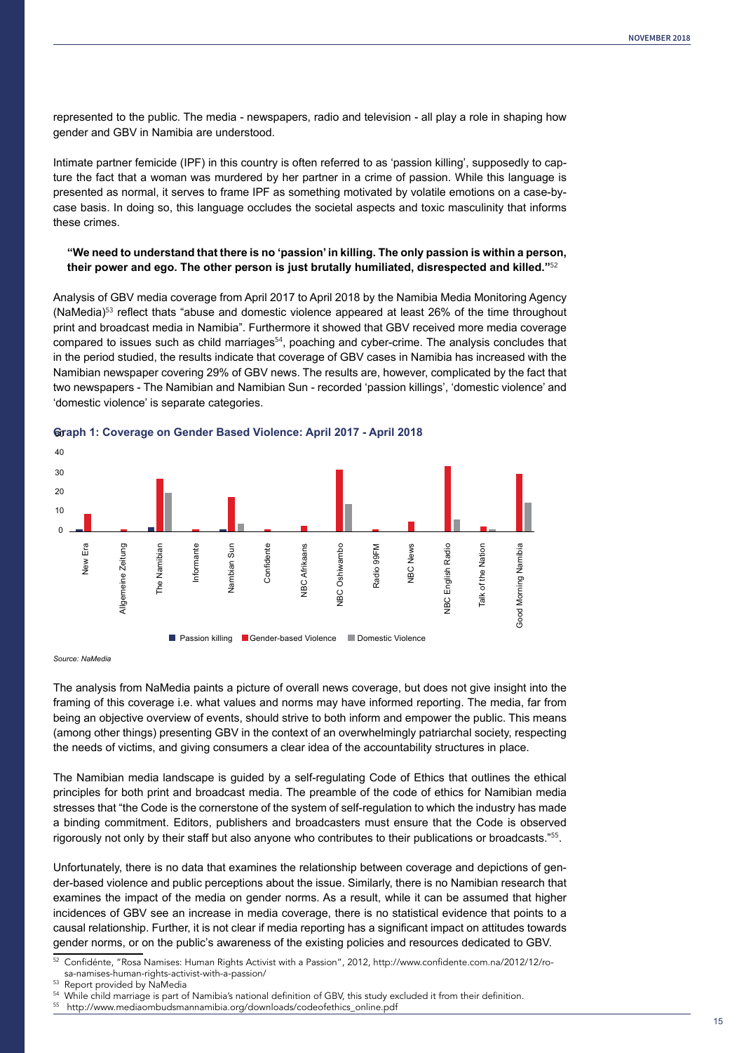represented to the public. The media - newspapers, radio and television - all play a role in shaping how gender and GBV in Namibia are understood.

Intimate partner femicide (IPF) in this country is often referred to as 'passion killing', supposedly to capture the fact that a woman was murdered by her partner in a crime of passion. While this language is presented as normal, it serves to frame IPF as something motivated by volatile emotions on a case-by-case basis. In doing so, this language occludes the societal aspects and toxic masculinity that informs these crimes.

> **"We need to understand that there is no 'passion' in killing. The only passion is within a person, their power and ego. The other person is just brutally humiliated, disrespected and killed."**[52]

Analysis of GBV media coverage from April 2017 to April 2018 by the Namibia Media Monitoring Agency (NaMedia)[53] reflect thats "abuse and domestic violence appeared at least 26% of the time throughout print and broadcast media in Namibia". Furthermore it showed that GBV received more media coverage compared to issues such as child marriages[54], poaching and cyber-crime. The analysis concludes that in the period studied, the results indicate that coverage of GBV cases in Namibia has increased with the Namibian newspaper covering 29% of GBV news. The results are, however, complicated by the fact that two newspapers - The Namibian and Namibian Sun - recorded 'passion killings', 'domestic violence' and 'domestic violence' is separate categories.

**Graph 1: Coverage on Gender Based Violence: April 2017 - April 2018**

Y-axis: 0, 10, 20, 30, 40

Categories: New Era, Allgemeine Zeitung, The Namibian, Informante, Nambian Sun, Confidente, NBC Afrikaans, NBC Oshiwambo, Radio 99FM, NBC News, NBC English Radio, Talk of the Nation, Good Morning Namibia

Legend: Passion killing, Gender-based Violence, Domestic Violence

*Source: NaMedia*

The analysis from NaMedia paints a picture of overall news coverage, but does not give insight into the framing of this coverage i.e. what values and norms may have informed reporting. The media, far from being an objective overview of events, should strive to both inform and empower the public. This means (among other things) presenting GBV in the context of an overwhelmingly patriarchal society, respecting the needs of victims, and giving consumers a clear idea of the accountability structures in place.

The Namibian media landscape is guided by a self-regulating Code of Ethics that outlines the ethical principles for both print and broadcast media. The preamble of the code of ethics for Namibian media stresses that "the Code is the cornerstone of the system of self-regulation to which the industry has made a binding commitment. Editors, publishers and broadcasters must ensure that the Code is observed rigorously not only by their staff but also anyone who contributes to their publications or broadcasts."[55].

Unfortunately, there is no data that examines the relationship between coverage and depictions of gender-based violence and public perceptions about the issue. Similarly, there is no Namibian research that examines the impact of the media on gender norms. As a result, while it can be assumed that higher incidences of GBV see an increase in media coverage, there is no statistical evidence that points to a causal relationship. Further, it is not clear if media reporting has a significant impact on attitudes towards gender norms, or on the public's awareness of the existing policies and resources dedicated to GBV.

---

[52] Confidénte, "Rosa Namises: Human Rights Activist with a Passion", 2012, http://www.confidente.com.na/2012/12/rosa-namises-human-rights-activist-with-a-passion/

[53] Report provided by NaMedia

[54] While child marriage is part of Namibia's national definition of GBV, this study excluded it from their definition.

[55] http://www.mediaombudsmannamibia.org/downloads/codeofethics_online.pdf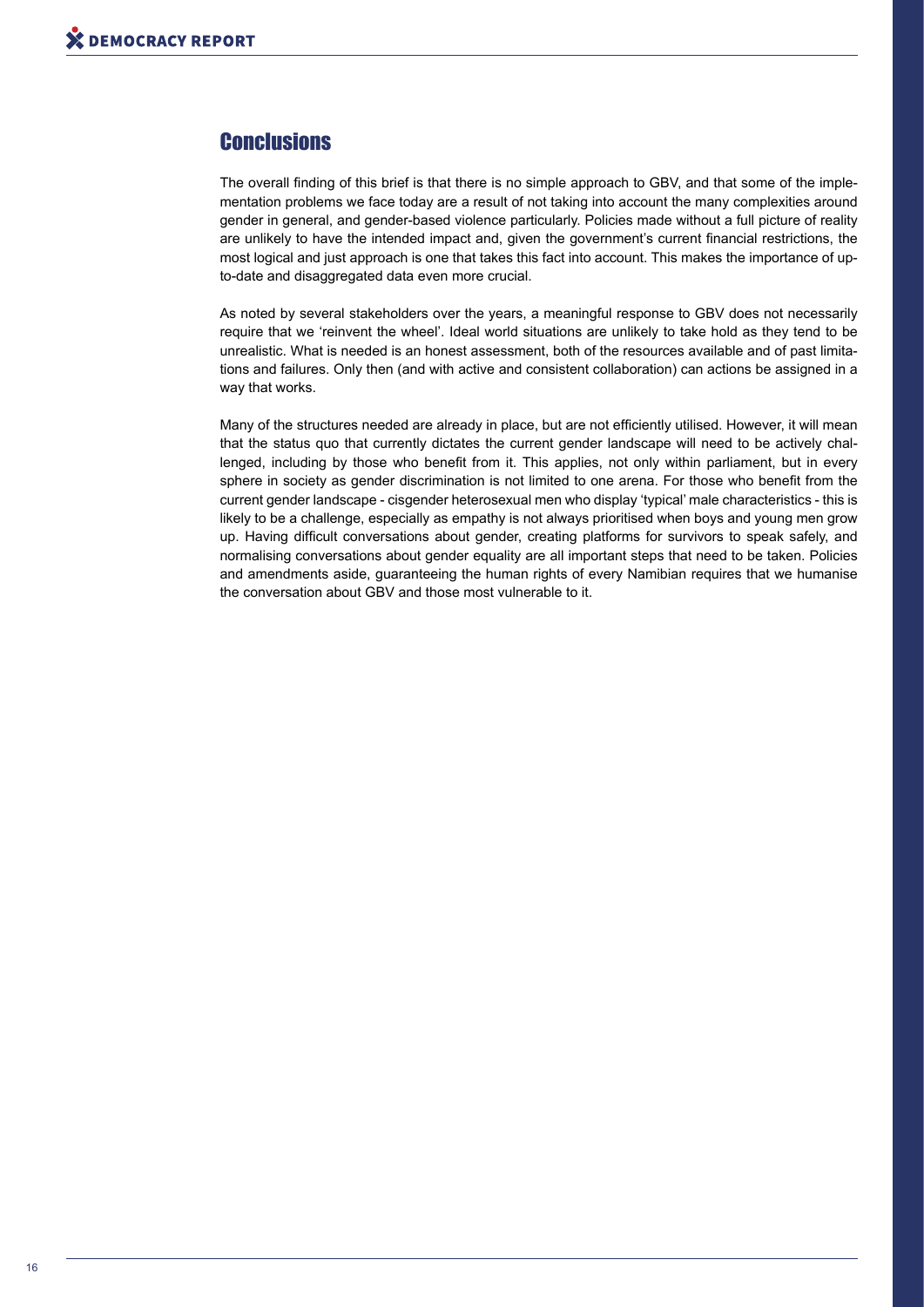## Conclusions

The overall finding of this brief is that there is no simple approach to GBV, and that some of the implementation problems we face today are a result of not taking into account the many complexities around gender in general, and gender-based violence particularly. Policies made without a full picture of reality are unlikely to have the intended impact and, given the government's current financial restrictions, the most logical and just approach is one that takes this fact into account. This makes the importance of up-to-date and disaggregated data even more crucial.

As noted by several stakeholders over the years, a meaningful response to GBV does not necessarily require that we 'reinvent the wheel'. Ideal world situations are unlikely to take hold as they tend to be unrealistic. What is needed is an honest assessment, both of the resources available and of past limitations and failures. Only then (and with active and consistent collaboration) can actions be assigned in a way that works.

Many of the structures needed are already in place, but are not efficiently utilised. However, it will mean that the status quo that currently dictates the current gender landscape will need to be actively challenged, including by those who benefit from it. This applies, not only within parliament, but in every sphere in society as gender discrimination is not limited to one arena. For those who benefit from the current gender landscape - cisgender heterosexual men who display 'typical' male characteristics - this is likely to be a challenge, especially as empathy is not always prioritised when boys and young men grow up. Having difficult conversations about gender, creating platforms for survivors to speak safely, and normalising conversations about gender equality are all important steps that need to be taken. Policies and amendments aside, guaranteeing the human rights of every Namibian requires that we humanise the conversation about GBV and those most vulnerable to it.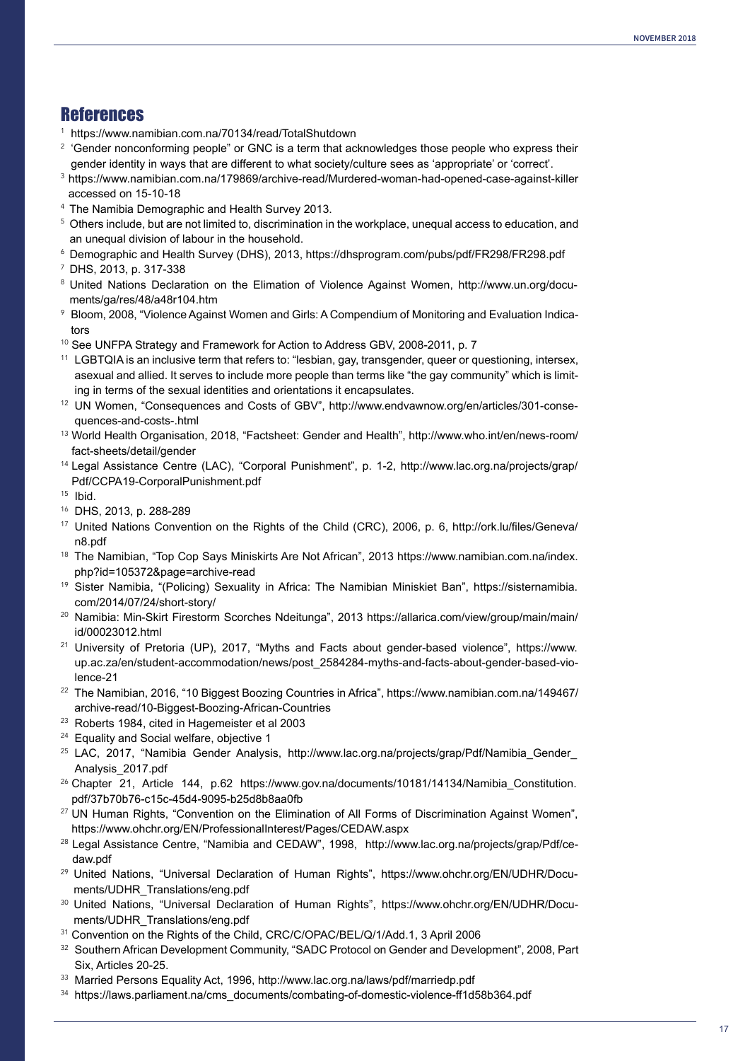## References

1. https://www.namibian.com.na/70134/read/TotalShutdown
2. 'Gender nonconforming people" or GNC is a term that acknowledges those people who express their gender identity in ways that are different to what society/culture sees as 'appropriate' or 'correct'.
3. https://www.namibian.com.na/179869/archive-read/Murdered-woman-had-opened-case-against-killer accessed on 15-10-18
4. The Namibia Demographic and Health Survey 2013.
5. Others include, but are not limited to, discrimination in the workplace, unequal access to education, and an unequal division of labour in the household.
6. Demographic and Health Survey (DHS), 2013, https://dhsprogram.com/pubs/pdf/FR298/FR298.pdf
7. DHS, 2013, p. 317-338
8. United Nations Declaration on the Elimation of Violence Against Women, http://www.un.org/documents/ga/res/48/a48r104.htm
9. Bloom, 2008, "Violence Against Women and Girls: A Compendium of Monitoring and Evaluation Indicators
10. See UNFPA Strategy and Framework for Action to Address GBV, 2008-2011, p. 7
11. LGBTQIA is an inclusive term that refers to: "lesbian, gay, transgender, queer or questioning, intersex, asexual and allied. It serves to include more people than terms like "the gay community" which is limiting in terms of the sexual identities and orientations it encapsulates.
12. UN Women, "Consequences and Costs of GBV", http://www.endvawnow.org/en/articles/301-consequences-and-costs-.html
13. World Health Organisation, 2018, "Factsheet: Gender and Health", http://www.who.int/en/news-room/fact-sheets/detail/gender
14. Legal Assistance Centre (LAC), "Corporal Punishment", p. 1-2, http://www.lac.org.na/projects/grap/Pdf/CCPA19-CorporalPunishment.pdf
15. Ibid.
16. DHS, 2013, p. 288-289
17. United Nations Convention on the Rights of the Child (CRC), 2006, p. 6, http://ork.lu/files/Geneva/n8.pdf
18. The Namibian, "Top Cop Says Miniskirts Are Not African", 2013 https://www.namibian.com.na/index.php?id=105372&page=archive-read
19. Sister Namibia, "(Policing) Sexuality in Africa: The Namibian Miniskiet Ban", https://sisternamibia.com/2014/07/24/short-story/
20. Namibia: Min-Skirt Firestorm Scorches Ndeitunga", 2013 https://allarica.com/view/group/main/main/id/00023012.html
21. University of Pretoria (UP), 2017, "Myths and Facts about gender-based violence", https://www.up.ac.za/en/student-accommodation/news/post_2584284-myths-and-facts-about-gender-based-violence-21
22. The Namibian, 2016, "10 Biggest Boozing Countries in Africa", https://www.namibian.com.na/149467/archive-read/10-Biggest-Boozing-African-Countries
23. Roberts 1984, cited in Hagemeister et al 2003
24. Equality and Social welfare, objective 1
25. LAC, 2017, "Namibia Gender Analysis, http://www.lac.org.na/projects/grap/Pdf/Namibia_Gender_Analysis_2017.pdf
26. Chapter 21, Article 144, p.62 https://www.gov.na/documents/10181/14134/Namibia_Constitution.pdf/37b70b76-c15c-45d4-9095-b25d8b8aa0fb
27. UN Human Rights, "Convention on the Elimination of All Forms of Discrimination Against Women", https://www.ohchr.org/EN/ProfessionalInterest/Pages/CEDAW.aspx
28. Legal Assistance Centre, "Namibia and CEDAW", 1998, http://www.lac.org.na/projects/grap/Pdf/cedaw.pdf
29. United Nations, "Universal Declaration of Human Rights", https://www.ohchr.org/EN/UDHR/Documents/UDHR_Translations/eng.pdf
30. United Nations, "Universal Declaration of Human Rights", https://www.ohchr.org/EN/UDHR/Documents/UDHR_Translations/eng.pdf
31. Convention on the Rights of the Child, CRC/C/OPAC/BEL/Q/1/Add.1, 3 April 2006
32. Southern African Development Community, "SADC Protocol on Gender and Development", 2008, Part Six, Articles 20-25.
33. Married Persons Equality Act, 1996, http://www.lac.org.na/laws/pdf/marriedp.pdf
34. https://laws.parliament.na/cms_documents/combating-of-domestic-violence-ff1d58b364.pdf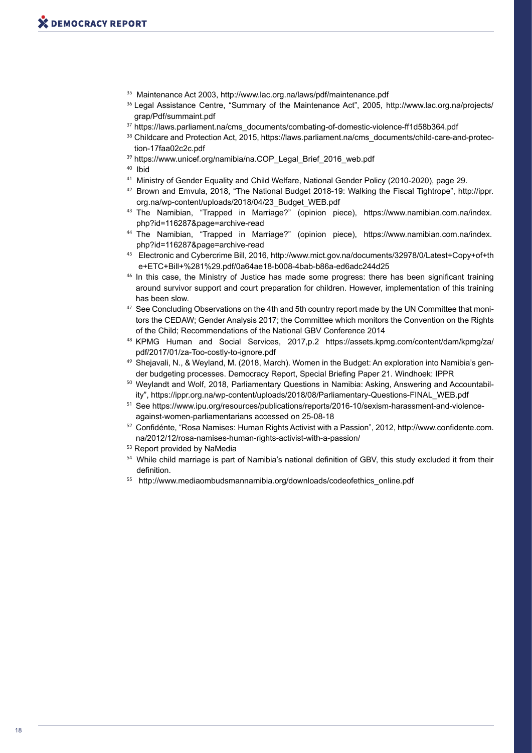[35] Maintenance Act 2003, http://www.lac.org.na/laws/pdf/maintenance.pdf

[36] Legal Assistance Centre, "Summary of the Maintenance Act", 2005, http://www.lac.org.na/projects/grap/Pdf/summaint.pdf

[37] https://laws.parliament.na/cms_documents/combating-of-domestic-violence-ff1d58b364.pdf

[38] Childcare and Protection Act, 2015, https://laws.parliament.na/cms_documents/child-care-and-protection-17faa02c2c.pdf

[39] https://www.unicef.org/namibia/na.COP_Legal_Brief_2016_web.pdf

[40] Ibid

[41] Ministry of Gender Equality and Child Welfare, National Gender Policy (2010-2020), page 29.

[42] Brown and Emvula, 2018, "The National Budget 2018-19: Walking the Fiscal Tightrope", http://ippr.org.na/wp-content/uploads/2018/04/23_Budget_WEB.pdf

[43] The Namibian, "Trapped in Marriage?" (opinion piece), https://www.namibian.com.na/index.php?id=116287&page=archive-read

[44] The Namibian, "Trapped in Marriage?" (opinion piece), https://www.namibian.com.na/index.php?id=116287&page=archive-read

[45] Electronic and Cybercrime Bill, 2016, http://www.mict.gov.na/documents/32978/0/Latest+Copy+of+the+ETC+Bill+%281%29.pdf/0a64ae18-b008-4bab-b86a-ed6adc244d25

[46] In this case, the Ministry of Justice has made some progress: there has been significant training around survivor support and court preparation for children. However, implementation of this training has been slow.

[47] See Concluding Observations on the 4th and 5th country report made by the UN Committee that monitors the CEDAW; Gender Analysis 2017; the Committee which monitors the Convention on the Rights of the Child; Recommendations of the National GBV Conference 2014

[48] KPMG Human and Social Services, 2017,p.2 https://assets.kpmg.com/content/dam/kpmg/za/pdf/2017/01/za-Too-costly-to-ignore.pdf

[49] Shejavali, N., & Weyland, M. (2018, March). Women in the Budget: An exploration into Namibia's gender budgeting processes. Democracy Report, Special Briefing Paper 21. Windhoek: IPPR

[50] Weylandt and Wolf, 2018, Parliamentary Questions in Namibia: Asking, Answering and Accountability", https://ippr.org.na/wp-content/uploads/2018/08/Parliamentary-Questions-FINAL_WEB.pdf

[51] See https://www.ipu.org/resources/publications/reports/2016-10/sexism-harassment-and-violence-against-women-parliamentarians accessed on 25-08-18

[52] Confidénte, "Rosa Namises: Human Rights Activist with a Passion", 2012, http://www.confidente.com.na/2012/12/rosa-namises-human-rights-activist-with-a-passion/

[53] Report provided by NaMedia

[54] While child marriage is part of Namibia's national definition of GBV, this study excluded it from their definition.

[55] http://www.mediaombudsmannamibia.org/downloads/codeofethics_online.pdf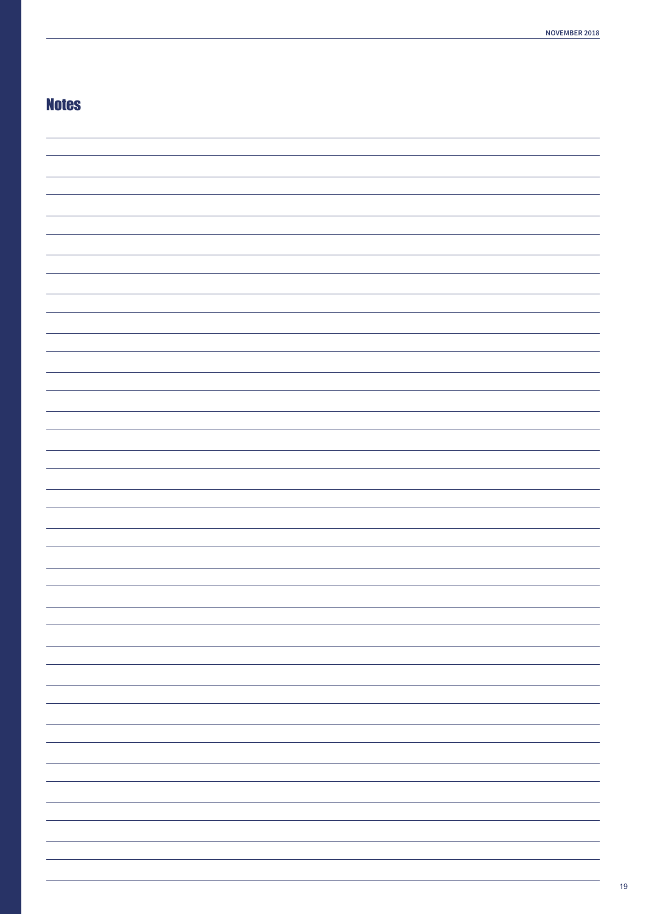## Notes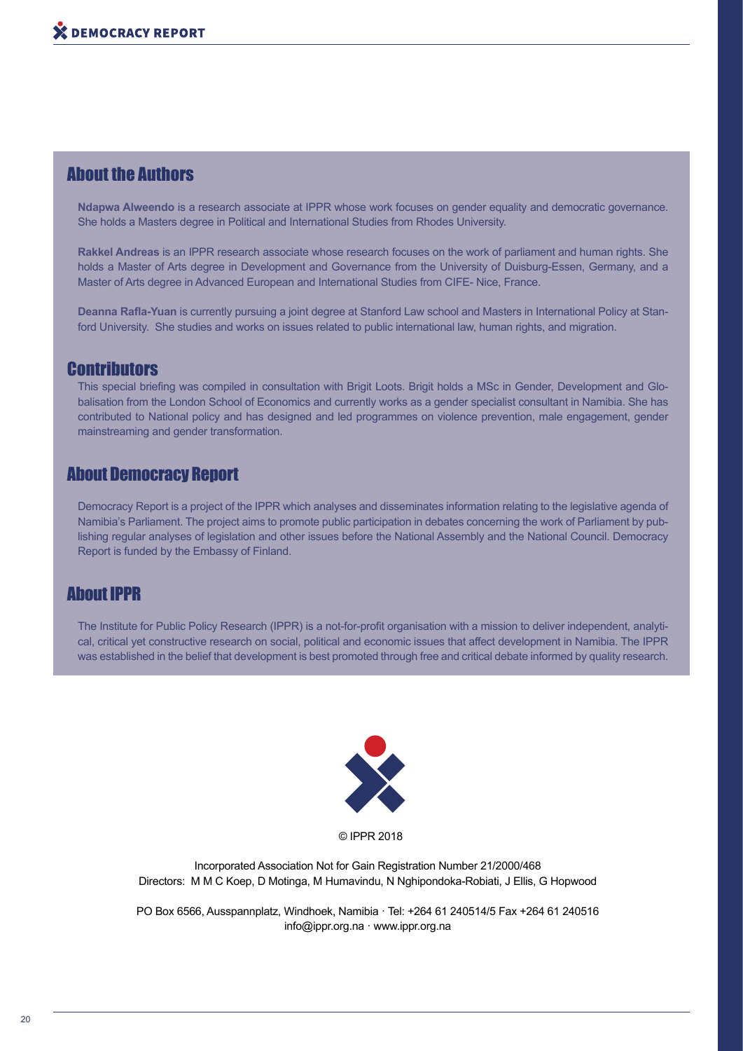## About the Authors

**Ndapwa Alweendo** is a research associate at IPPR whose work focuses on gender equality and democratic governance. She holds a Masters degree in Political and International Studies from Rhodes University.

**Rakkel Andreas** is an IPPR research associate whose research focuses on the work of parliament and human rights. She holds a Master of Arts degree in Development and Governance from the University of Duisburg-Essen, Germany, and a Master of Arts degree in Advanced European and International Studies from CIFE- Nice, France.

**Deanna Rafla-Yuan** is currently pursuing a joint degree at Stanford Law school and Masters in International Policy at Stanford University. She studies and works on issues related to public international law, human rights, and migration.

## Contributors

This special briefing was compiled in consultation with Brigit Loots. Brigit holds a MSc in Gender, Development and Globalisation from the London School of Economics and currently works as a gender specialist consultant in Namibia. She has contributed to National policy and has designed and led programmes on violence prevention, male engagement, gender mainstreaming and gender transformation.

## About Democracy Report

Democracy Report is a project of the IPPR which analyses and disseminates information relating to the legislative agenda of Namibia's Parliament. The project aims to promote public participation in debates concerning the work of Parliament by publishing regular analyses of legislation and other issues before the National Assembly and the National Council. Democracy Report is funded by the Embassy of Finland.

## About IPPR

The Institute for Public Policy Research (IPPR) is a not-for-profit organisation with a mission to deliver independent, analytical, critical yet constructive research on social, political and economic issues that affect development in Namibia. The IPPR was established in the belief that development is best promoted through free and critical debate informed by quality research.

© IPPR 2018

Incorporated Association Not for Gain Registration Number 21/2000/468
Directors: M M C Koep, D Motinga, M Humavindu, N Nghipondoka-Robiati, J Ellis, G Hopwood

PO Box 6566, Ausspannplatz, Windhoek, Namibia · Tel: +264 61 240514/5 Fax +264 61 240516
info@ippr.org.na · www.ippr.org.na